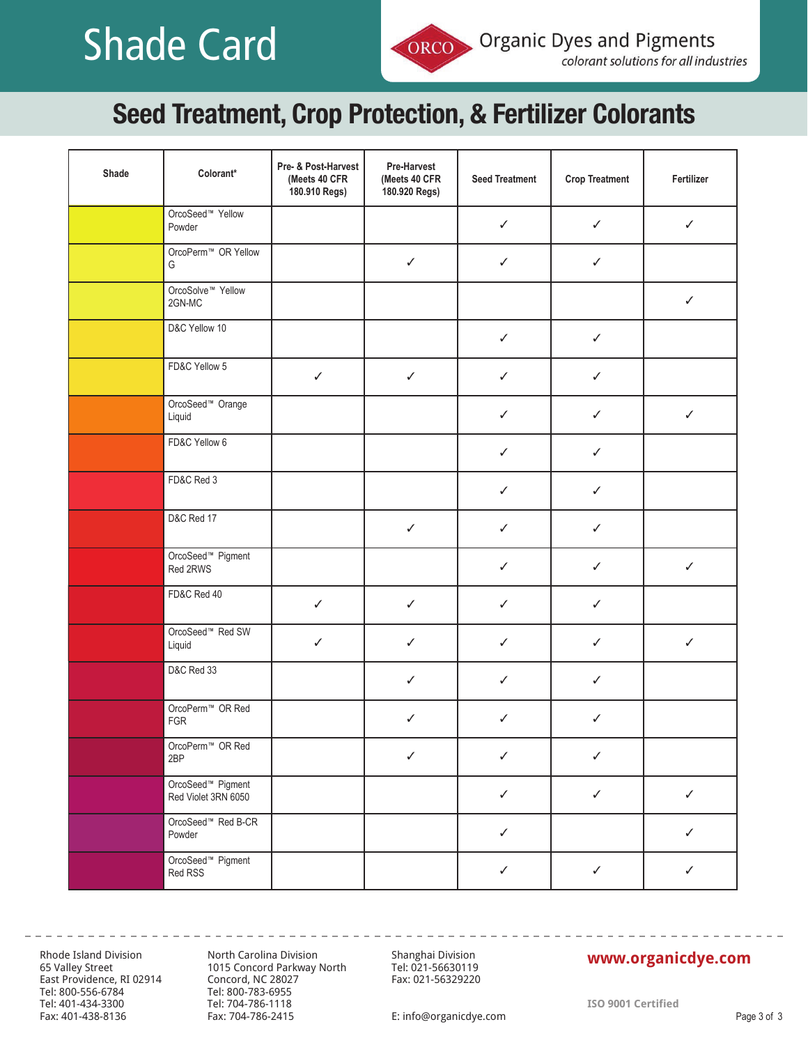# Shade Card

ORCO Organic Dyes and Pigments
*colorant solutions for all industries*

## Seed Treatment, Crop Protection, & Fertilizer Colorants

| Shade | Colorant* | Pre- & Post-Harvest (Meets 40 CFR 180.910 Regs) | Pre-Harvest (Meets 40 CFR 180.920 Regs) | Seed Treatment | Crop Treatment | Fertilizer |
|---|---|---|---|---|---|---|
| | OrcoSeed™ Yellow Powder | | | ✓ | ✓ | ✓ |
| | OrcoPerm™ OR Yellow G | | ✓ | ✓ | ✓ | |
| | OrcoSolve™ Yellow 2GN-MC | | | | | ✓ |
| | D&C Yellow 10 | | | ✓ | ✓ | |
| | FD&C Yellow 5 | ✓ | ✓ | ✓ | ✓ | |
| | OrcoSeed™ Orange Liquid | | | ✓ | ✓ | ✓ |
| | FD&C Yellow 6 | | | ✓ | ✓ | |
| | FD&C Red 3 | | | ✓ | ✓ | |
| | D&C Red 17 | | ✓ | ✓ | ✓ | |
| | OrcoSeed™ Pigment Red 2RWS | | | ✓ | ✓ | ✓ |
| | FD&C Red 40 | ✓ | ✓ | ✓ | ✓ | |
| | OrcoSeed™ Red SW Liquid | ✓ | ✓ | ✓ | ✓ | ✓ |
| | D&C Red 33 | | ✓ | ✓ | ✓ | |
| | OrcoPerm™ OR Red FGR | | ✓ | ✓ | ✓ | |
| | OrcoPerm™ OR Red 2BP | | ✓ | ✓ | ✓ | |
| | OrcoSeed™ Pigment Red Violet 3RN 6050 | | | ✓ | ✓ | ✓ |
| | OrcoSeed™ Red B-CR Powder | | | ✓ | | ✓ |
| | OrcoSeed™ Pigment Red RSS | | | ✓ | ✓ | ✓ |

Rhode Island Division
65 Valley Street
East Providence, RI 02914
Tel: 800-556-6784
Tel: 401-434-3300
Fax: 401-438-8136

North Carolina Division
1015 Concord Parkway North
Concord, NC 28027
Tel: 800-783-6955
Tel: 704-786-1118
Fax: 704-786-2415

Shanghai Division
Tel: 021-56630119
Fax: 021-56329220

E: info@organicdye.com

**www.organicdye.com**

ISO 9001 Certified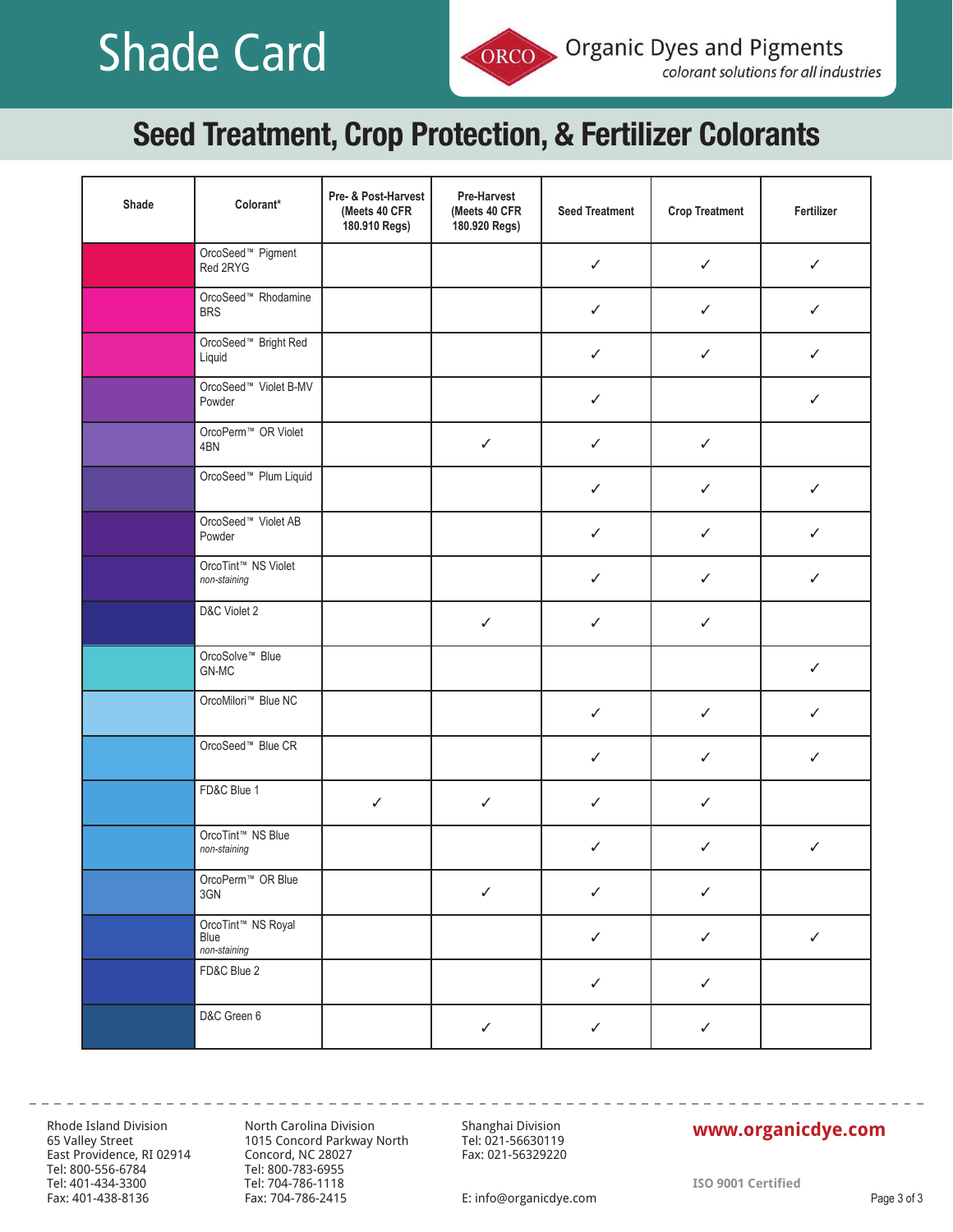# Shade Card

ORCO Organic Dyes and Pigments
*colorant solutions for all industries*

## Seed Treatment, Crop Protection, & Fertilizer Colorants

| Shade | Colorant* | Pre- & Post-Harvest (Meets 40 CFR 180.910 Regs) | Pre-Harvest (Meets 40 CFR 180.920 Regs) | Seed Treatment | Crop Treatment | Fertilizer |
|---|---|---|---|---|---|---|
| | OrcoSeed™ Pigment Red 2RYG | | | ✓ | ✓ | ✓ |
| | OrcoSeed™ Rhodamine BRS | | | ✓ | ✓ | ✓ |
| | OrcoSeed™ Bright Red Liquid | | | ✓ | ✓ | ✓ |
| | OrcoSeed™ Violet B-MV Powder | | | ✓ | | ✓ |
| | OrcoPerm™ OR Violet 4BN | | ✓ | ✓ | ✓ | |
| | OrcoSeed™ Plum Liquid | | | ✓ | ✓ | ✓ |
| | OrcoSeed™ Violet AB Powder | | | ✓ | ✓ | ✓ |
| | OrcoTint™ NS Violet *non-staining* | | | ✓ | ✓ | ✓ |
| | D&C Violet 2 | | ✓ | ✓ | ✓ | |
| | OrcoSolve™ Blue GN-MC | | | | | ✓ |
| | OrcoMilori™ Blue NC | | | ✓ | ✓ | ✓ |
| | OrcoSeed™ Blue CR | | | ✓ | ✓ | ✓ |
| | FD&C Blue 1 | ✓ | ✓ | ✓ | ✓ | |
| | OrcoTint™ NS Blue *non-staining* | | | ✓ | ✓ | ✓ |
| | OrcoPerm™ OR Blue 3GN | | ✓ | ✓ | ✓ | |
| | OrcoTint™ NS Royal Blue *non-staining* | | | ✓ | ✓ | ✓ |
| | FD&C Blue 2 | | | ✓ | ✓ | |
| | D&C Green 6 | | ✓ | ✓ | ✓ | |

Rhode Island Division
65 Valley Street
East Providence, RI 02914
Tel: 800-556-6784
Tel: 401-434-3300
Fax: 401-438-8136

North Carolina Division
1015 Concord Parkway North
Concord, NC 28027
Tel: 800-783-6955
Tel: 704-786-1118
Fax: 704-786-2415

Shanghai Division
Tel: 021-56630119
Fax: 021-56329220

E: info@organicdye.com

**www.organicdye.com**

ISO 9001 Certified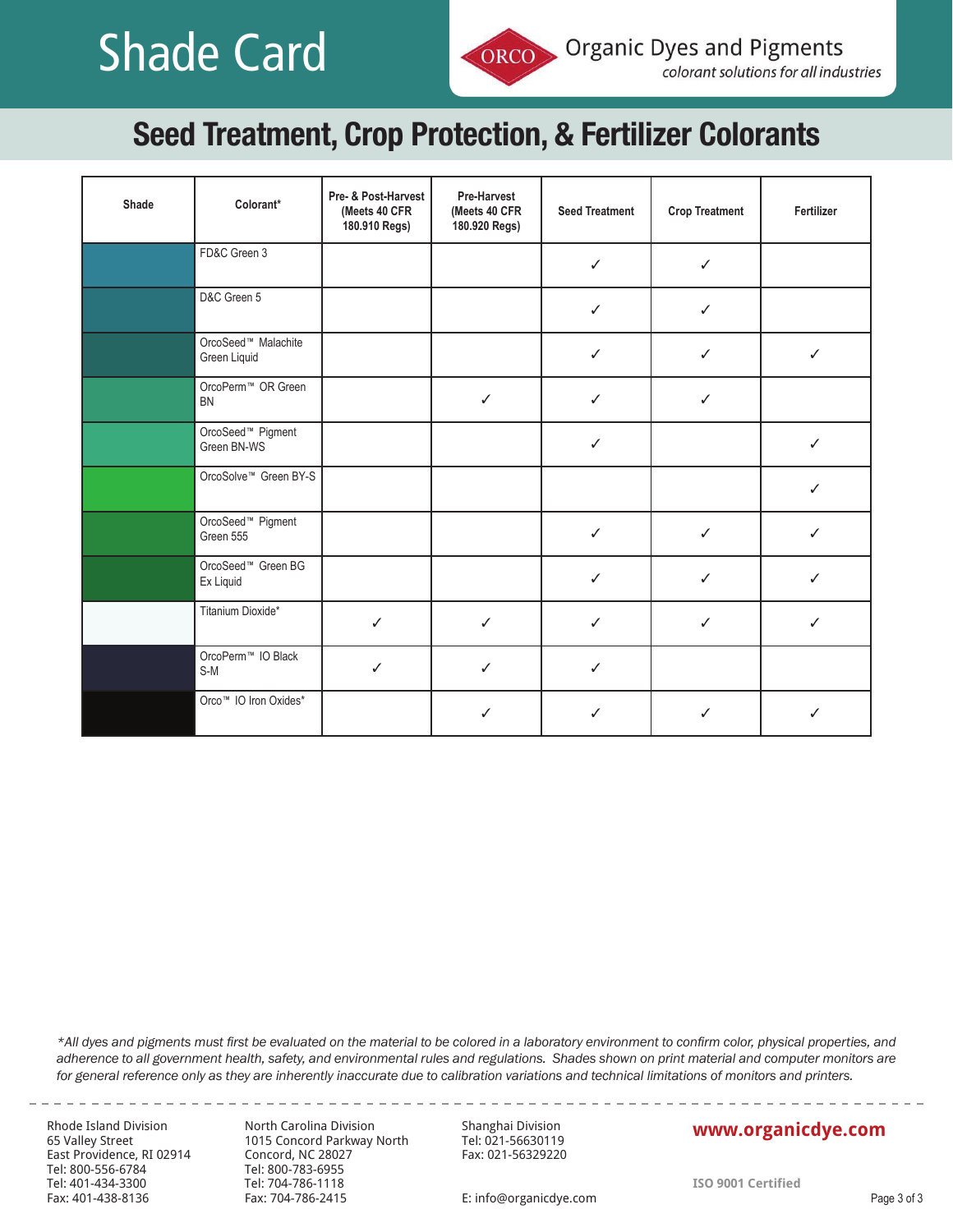# Shade Card

Organic Dyes and Pigments
*colorant solutions for all industries*

## Seed Treatment, Crop Protection, & Fertilizer Colorants

| Shade | Colorant* | Pre- & Post-Harvest (Meets 40 CFR 180.910 Regs) | Pre-Harvest (Meets 40 CFR 180.920 Regs) | Seed Treatment | Crop Treatment | Fertilizer |
|---|---|---|---|---|---|---|
| | FD&C Green 3 | | | ✓ | ✓ | |
| | D&C Green 5 | | | ✓ | ✓ | |
| | OrcoSeed™ Malachite Green Liquid | | | ✓ | ✓ | ✓ |
| | OrcoPerm™ OR Green BN | | ✓ | ✓ | ✓ | |
| | OrcoSeed™ Pigment Green BN-WS | | | ✓ | | ✓ |
| | OrcoSolve™ Green BY-S | | | | | ✓ |
| | OrcoSeed™ Pigment Green 555 | | | ✓ | ✓ | ✓ |
| | OrcoSeed™ Green BG Ex Liquid | | | ✓ | ✓ | ✓ |
| | Titanium Dioxide* | ✓ | ✓ | ✓ | ✓ | ✓ |
| | OrcoPerm™ IO Black S-M | ✓ | ✓ | ✓ | | |
| | Orco™ IO Iron Oxides* | | ✓ | ✓ | ✓ | ✓ |

*\*All dyes and pigments must first be evaluated on the material to be colored in a laboratory environment to confirm color, physical properties, and adherence to all government health, safety, and environmental rules and regulations. Shades shown on print material and computer monitors are for general reference only as they are inherently inaccurate due to calibration variations and technical limitations of monitors and printers.*

Rhode Island Division
65 Valley Street
East Providence, RI 02914
Tel: 800-556-6784
Tel: 401-434-3300
Fax: 401-438-8136

North Carolina Division
1015 Concord Parkway North
Concord, NC 28027
Tel: 800-783-6955
Tel: 704-786-1118
Fax: 704-786-2415

Shanghai Division
Tel: 021-56630119
Fax: 021-56329220

E: info@organicdye.com

**www.organicdye.com**

ISO 9001 Certified